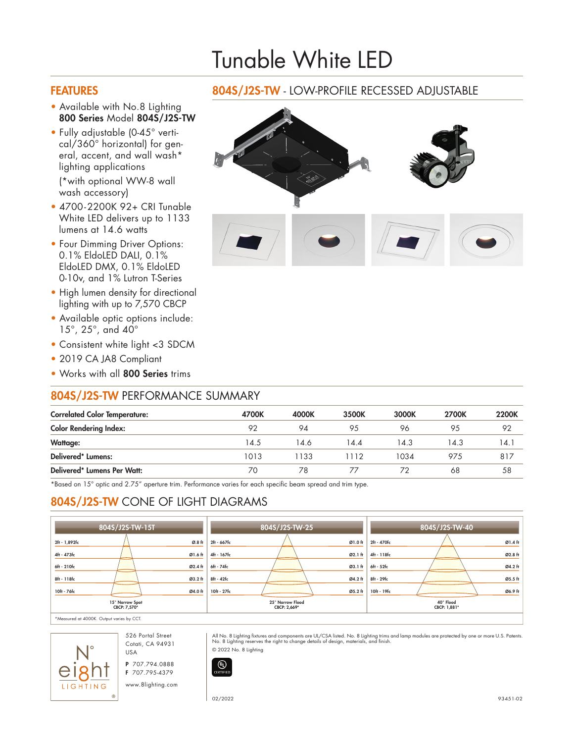# Tunable White LED

## FEATURES

- Available with No.8 Lighting **800 Series** Model **804S/J2S-TW**
- Fully adjustable (0-45° vertical/360° horizontal) for general, accent, and wall wash* lighting applications

  (*with optional WW-8 wall wash accessory)
- 4700-2200K 92+ CRI Tunable White LED delivers up to 1133 lumens at 14.6 watts
- Four Dimming Driver Options: 0.1% EldoLED DALI, 0.1% EldoLED DMX, 0.1% EldoLED 0-10v, and 1% Lutron T-Series
- High lumen density for directional lighting with up to 7,570 CBCP
- Available optic options include: 15°, 25°, and 40°
- Consistent white light <3 SDCM
- 2019 CA JA8 Compliant
- Works with all **800 Series** trims

## 804S/J2S-TW - LOW-PROFILE RECESSED ADJUSTABLE

## 804S/J2S-TW PERFORMANCE SUMMARY

| **Correlated Color Temperature:** | **4700K** | **4000K** | **3500K** | **3000K** | **2700K** | **2200K** |
|---|---|---|---|---|---|---|
| **Color Rendering Index:** | 92 | 94 | 95 | 96 | 95 | 92 |
| **Wattage:** | 14.5 | 14.6 | 14.4 | 14.3 | 14.3 | 14.1 |
| **Delivered* Lumens:** | 1013 | 1133 | 1112 | 1034 | 975 | 817 |
| **Delivered* Lumens Per Watt:** | 70 | 78 | 77 | 72 | 68 | 58 |

*Based on 15° optic and 2.75" aperture trim. Performance varies for each specific beam spread and trim type.

## 804S/J2S-TW CONE OF LIGHT DIAGRAMS

**804S/J2S-TW-15T**

2ft - 1,892fc Ø.8 ft
4ft - 473fc Ø1.6 ft
6ft - 210fc Ø2.4 ft
8ft - 118fc Ø3.2 ft
10ft - 76fc Ø4.0 ft

15° Narrow Spot
CBCP: 7,570*

**804S/J2S-TW-25**

2ft - 667fc Ø1.0 ft
4ft - 167fc Ø2.1 ft
6ft - 74fc Ø3.1 ft
8ft - 42fc Ø4.2 ft
10ft - 27fc Ø5.2 ft

25° Narrow Flood
CBCP: 2,669*

**804S/J2S-TW-40**

2ft - 470fc Ø1.4 ft
4ft - 118fc Ø2.8 ft
6ft - 52fc Ø4.2 ft
8ft - 29fc Ø5.5 ft
10ft - 19fc Ø6.9 ft

40° Flood
CBCP: 1,881*

*Measured at 4000K. Output varies by CCT.

No eight LIGHTING

526 Portal Street
Cotati, CA 94931
USA

**P** 707.794.0888
**F** 707.795-4379

www.8lighting.com

All No. 8 Lighting fixtures and components are UL/CSA listed. No. 8 Lighting trims and lamp modules are protected by one or more U.S. Patents. No. 8 Lighting reserves the right to change details of design, materials, and finish.

© 2022 No. 8 Lighting

UL CERTIFIED

02/2022

93451-02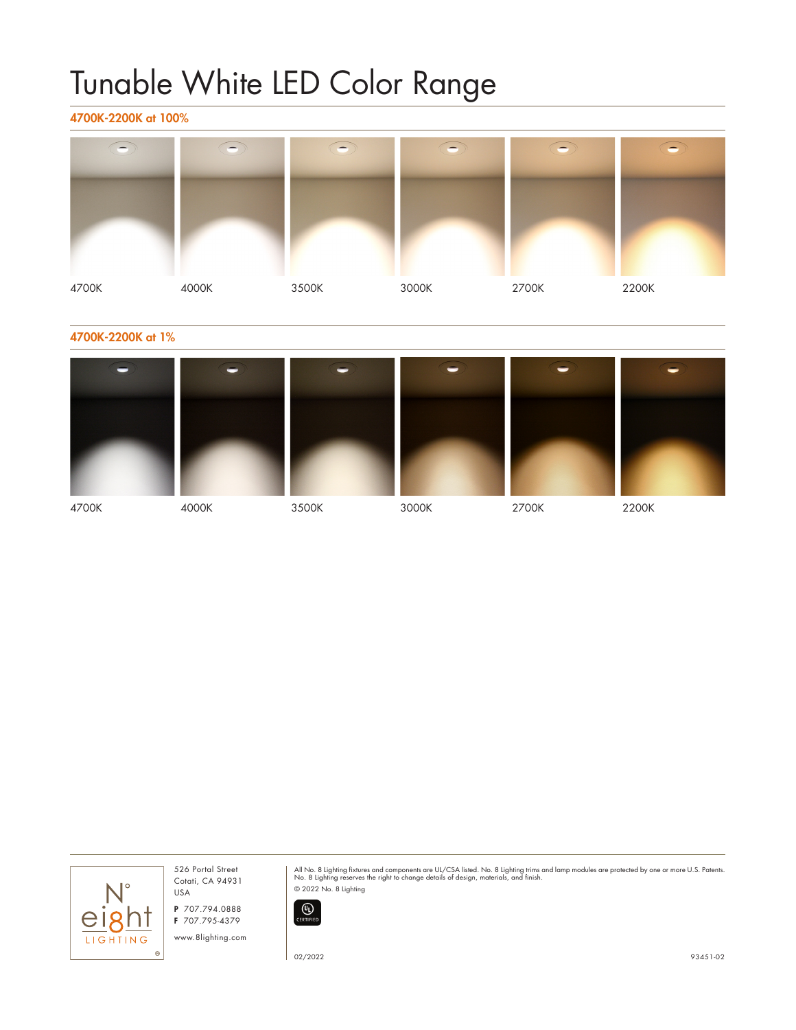# Tunable White LED Color Range

## 4700K-2200K at 100%

4700K 4000K 3500K 3000K 2700K 2200K

## 4700K-2200K at 1%

4700K 4000K 3500K 3000K 2700K 2200K

526 Portal Street
Cotati, CA 94931
USA

**P** 707.794.0888
**F** 707.795-4379

www.8lighting.com

All No. 8 Lighting fixtures and components are UL/CSA listed. No. 8 Lighting trims and lamp modules are protected by one or more U.S. Patents. No. 8 Lighting reserves the right to change details of design, materials, and finish.

© 2022 No. 8 Lighting

02/2022

93451-02